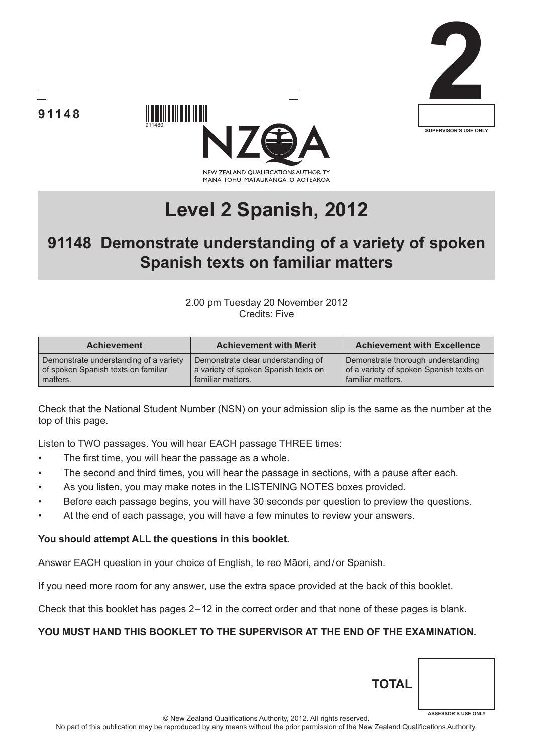91148

911480

2

SUPERVISOR'S USE ONLY

NEW ZEALAND QUALIFICATIONS AUTHORITY
MANA TOHU MĀTAURANGA O AOTEAROA

# Level 2 Spanish, 2012

## 91148 Demonstrate understanding of a variety of spoken Spanish texts on familiar matters

2.00 pm Tuesday 20 November 2012
Credits: Five

| Achievement | Achievement with Merit | Achievement with Excellence |
|---|---|---|
| Demonstrate understanding of a variety of spoken Spanish texts on familiar matters. | Demonstrate clear understanding of a variety of spoken Spanish texts on familiar matters. | Demonstrate thorough understanding of a variety of spoken Spanish texts on familiar matters. |

Check that the National Student Number (NSN) on your admission slip is the same as the number at the top of this page.

Listen to TWO passages. You will hear EACH passage THREE times:

- The first time, you will hear the passage as a whole.
- The second and third times, you will hear the passage in sections, with a pause after each.
- As you listen, you may make notes in the LISTENING NOTES boxes provided.
- Before each passage begins, you will have 30 seconds per question to preview the questions.
- At the end of each passage, you will have a few minutes to review your answers.

**You should attempt ALL the questions in this booklet.**

Answer EACH question in your choice of English, te reo Māori, and / or Spanish.

If you need more room for any answer, use the extra space provided at the back of this booklet.

Check that this booklet has pages 2 – 12 in the correct order and that none of these pages is blank.

**YOU MUST HAND THIS BOOKLET TO THE SUPERVISOR AT THE END OF THE EXAMINATION.**

**TOTAL**

ASSESSOR'S USE ONLY

© New Zealand Qualifications Authority, 2012. All rights reserved.
No part of this publication may be reproduced by any means without the prior permission of the New Zealand Qualifications Authority.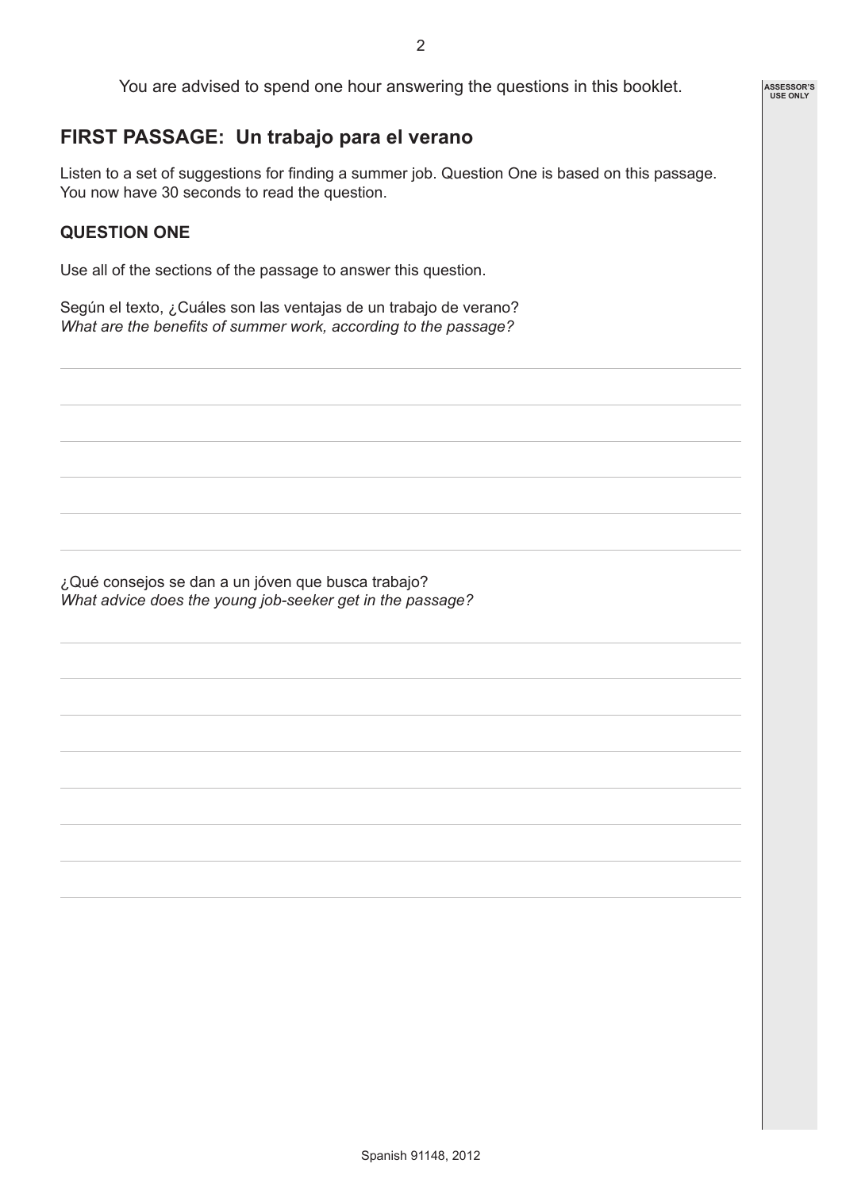You are advised to spend one hour answering the questions in this booklet.

## FIRST PASSAGE: Un trabajo para el verano

Listen to a set of suggestions for finding a summer job. Question One is based on this passage. You now have 30 seconds to read the question.

### QUESTION ONE

Use all of the sections of the passage to answer this question.

Según el texto, ¿Cuáles son las ventajas de un trabajo de verano?
*What are the benefits of summer work, according to the passage?*

¿Qué consejos se dan a un jóven que busca trabajo?
*What advice does the young job-seeker get in the passage?*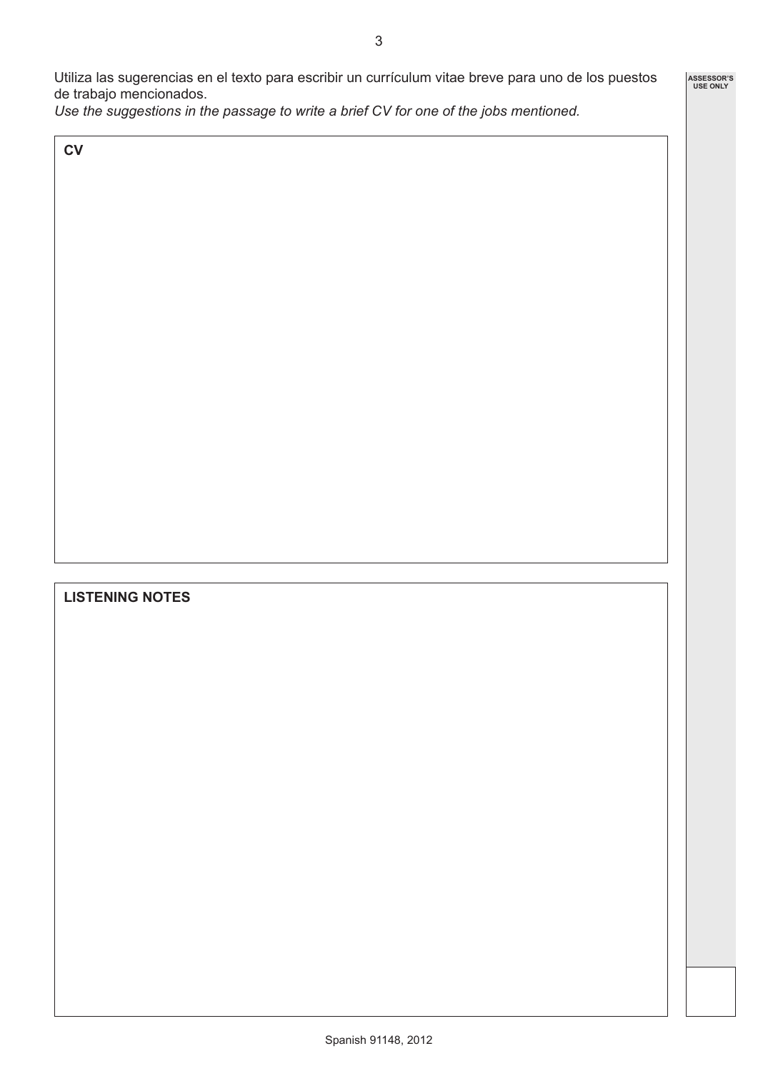Utiliza las sugerencias en el texto para escribir un currículum vitae breve para uno de los puestos de trabajo mencionados.

*Use the suggestions in the passage to write a brief CV for one of the jobs mentioned.*

**CV**

**LISTENING NOTES**

ASSESSOR'S USE ONLY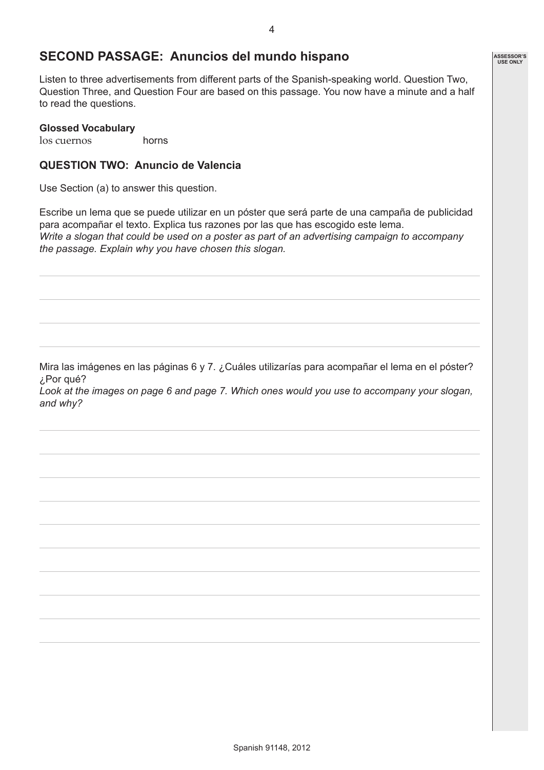## SECOND PASSAGE: Anuncios del mundo hispano

Listen to three advertisements from different parts of the Spanish-speaking world. Question Two, Question Three, and Question Four are based on this passage. You now have a minute and a half to read the questions.

**Glossed Vocabulary**

los cuernos — horns

### QUESTION TWO: Anuncio de Valencia

Use Section (a) to answer this question.

Escribe un lema que se puede utilizar en un póster que será parte de una campaña de publicidad para acompañar el texto. Explica tus razones por las que has escogido este lema.
*Write a slogan that could be used on a poster as part of an advertising campaign to accompany the passage. Explain why you have chosen this slogan.*

Mira las imágenes en las páginas 6 y 7. ¿Cuáles utilizarías para acompañar el lema en el póster? ¿Por qué?
*Look at the images on page 6 and page 7. Which ones would you use to accompany your slogan, and why?*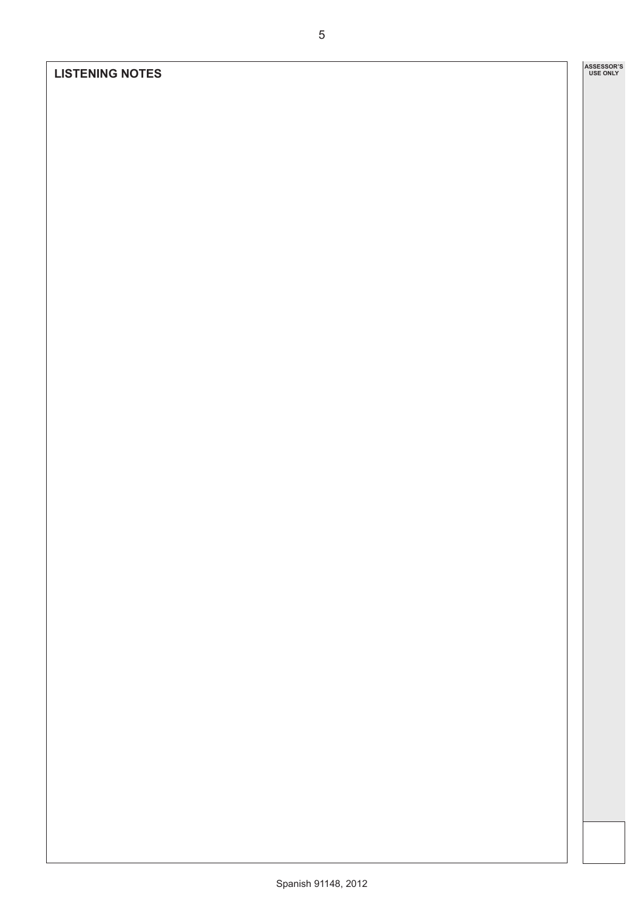## LISTENING NOTES

ASSESSOR'S USE ONLY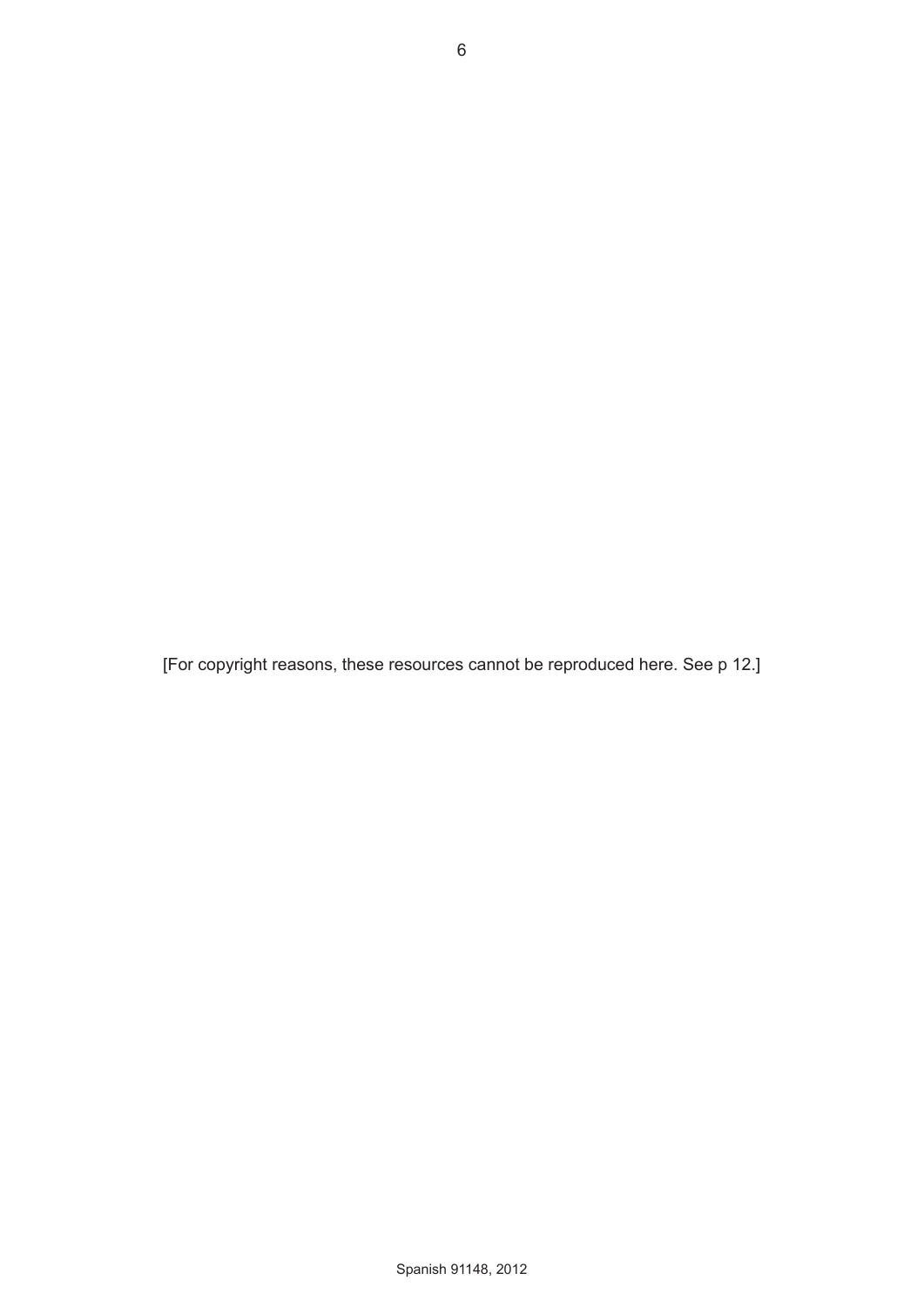[For copyright reasons, these resources cannot be reproduced here. See p 12.]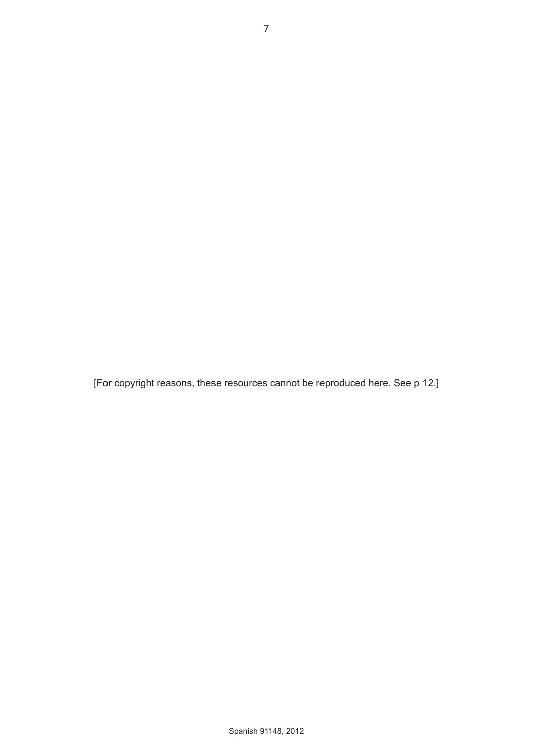[For copyright reasons, these resources cannot be reproduced here. See p 12.]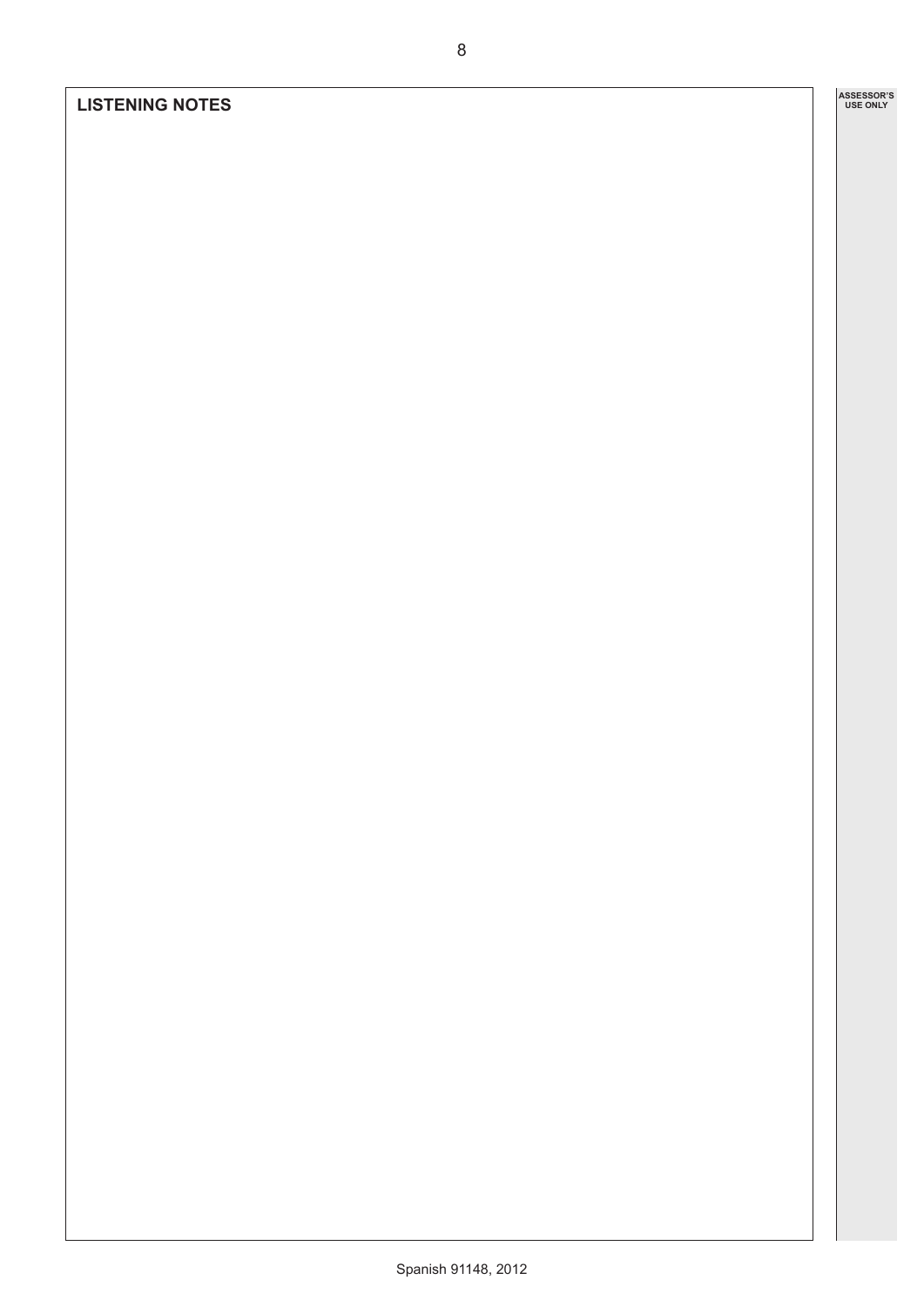**LISTENING NOTES**

ASSESSOR'S USE ONLY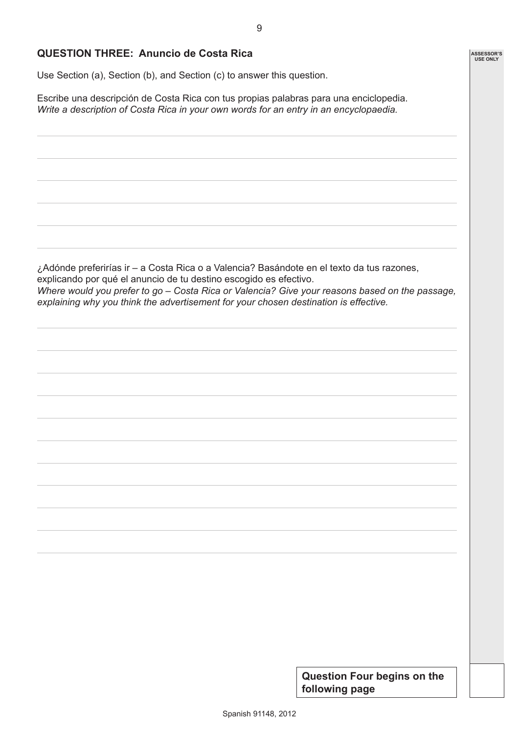## QUESTION THREE: Anuncio de Costa Rica

Use Section (a), Section (b), and Section (c) to answer this question.

Escribe una descripción de Costa Rica con tus propias palabras para una enciclopedia.
*Write a description of Costa Rica in your own words for an entry in an encyclopaedia.*

¿Adónde preferirías ir – a Costa Rica o a Valencia? Basándote en el texto da tus razones, explicando por qué el anuncio de tu destino escogido es efectivo.
*Where would you prefer to go – Costa Rica or Valencia? Give your reasons based on the passage, explaining why you think the advertisement for your chosen destination is effective.*

**Question Four begins on the following page**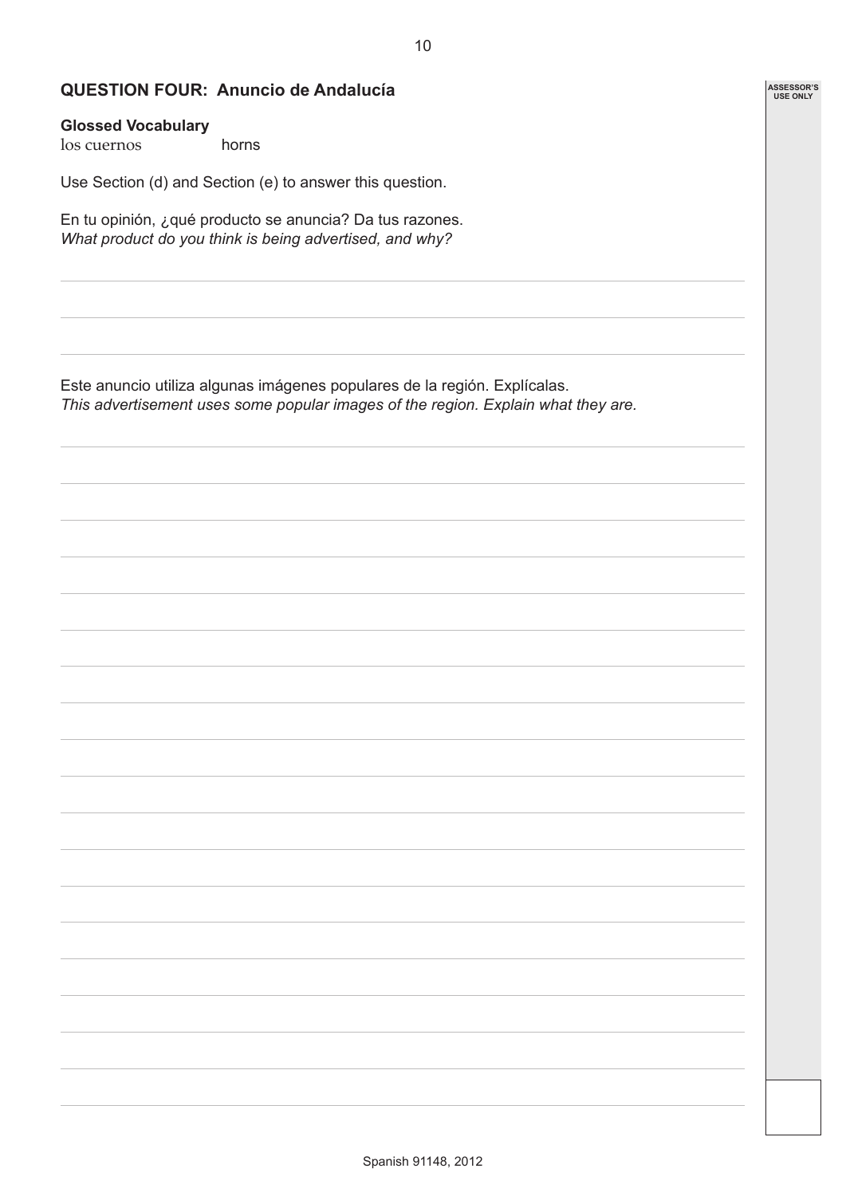## QUESTION FOUR: Anuncio de Andalucía

**Glossed Vocabulary**

los cuernos horns

Use Section (d) and Section (e) to answer this question.

En tu opinión, ¿qué producto se anuncia? Da tus razones.
*What product do you think is being advertised, and why?*

Este anuncio utiliza algunas imágenes populares de la región. Explícalas.
*This advertisement uses some popular images of the region. Explain what they are.*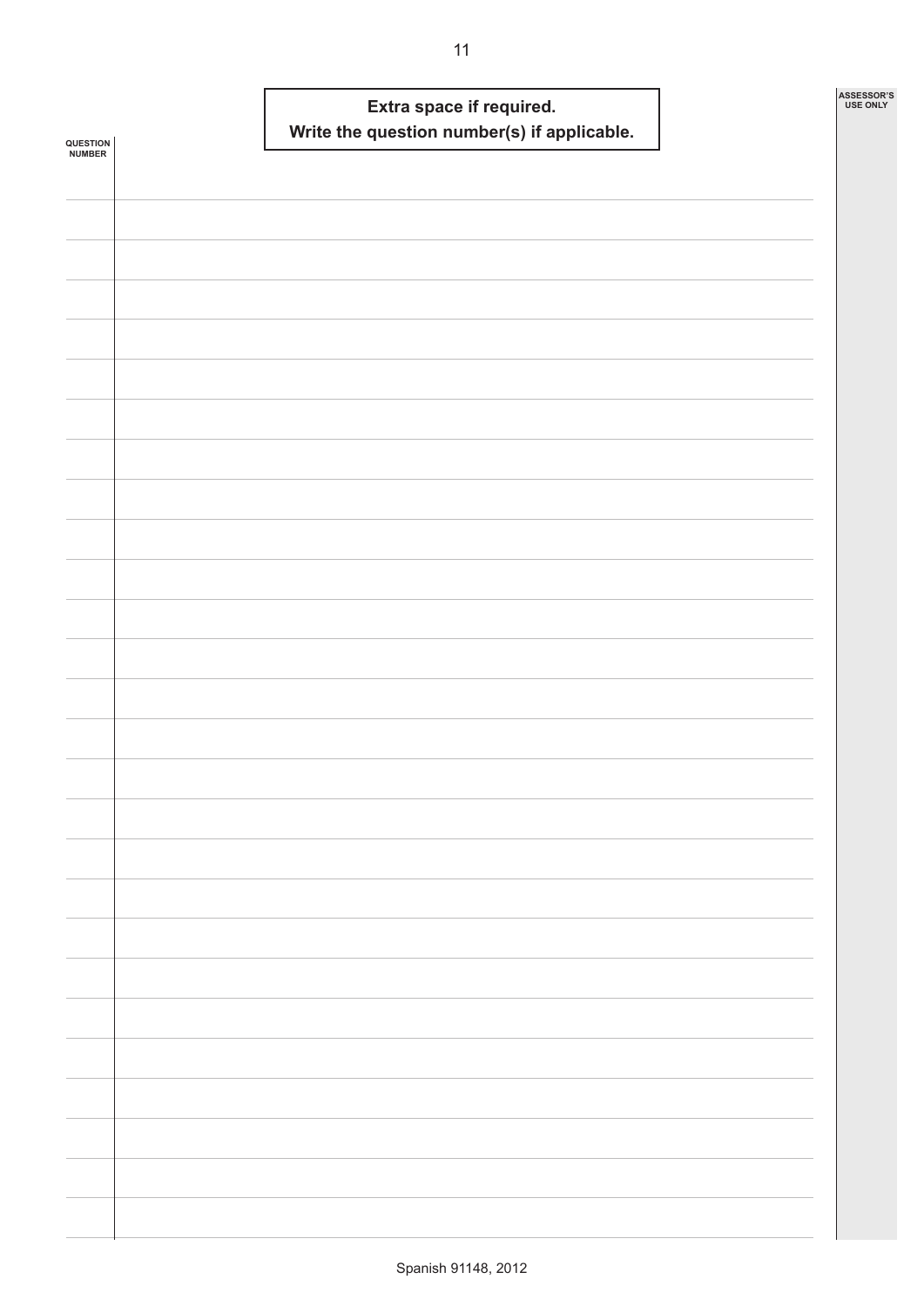**Extra space if required.**
**Write the question number(s) if applicable.**

QUESTION NUMBER

ASSESSOR'S USE ONLY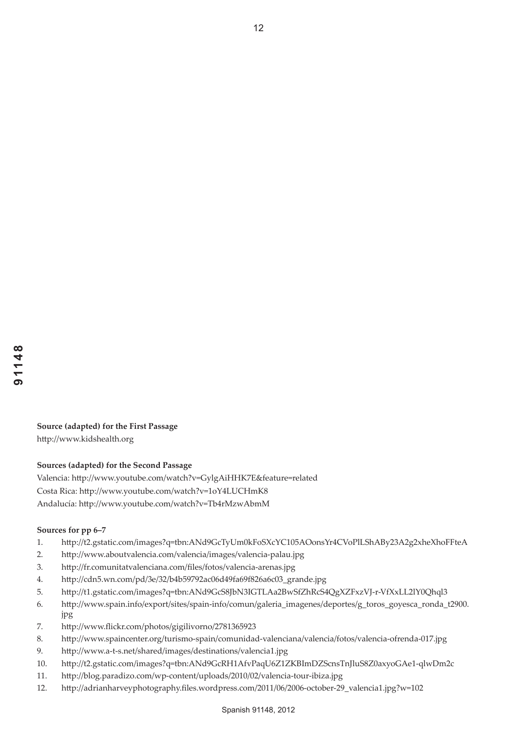**Source (adapted) for the First Passage**

http://www.kidshealth.org

**Sources (adapted) for the Second Passage**

Valencia: http://www.youtube.com/watch?v=GylgAiHHK7E&feature=related

Costa Rica: http://www.youtube.com/watch?v=1oY4LUCHmK8

Andalucía: http://www.youtube.com/watch?v=Tb4rMzwAbmM

**Sources for pp 6–7**

1. http://t2.gstatic.com/images?q=tbn:ANd9GcTyUm0kFoSXcYC105AOonsYr4CVoPlLShABy23A2g2xheXhoFFteA
2. http://www.aboutvalencia.com/valencia/images/valencia-palau.jpg
3. http://fr.comunitatvalenciana.com/files/fotos/valencia-arenas.jpg
4. http://cdn5.wn.com/pd/3e/32/b4b59792ac06d49fa69f826a6c03_grande.jpg
5. http://t1.gstatic.com/images?q=tbn:ANd9GcS8JbN3IGTLAa2BwSfZhRcS4QgXZFxzVJ-r-VfXxLL2lY0Qhql3
6. http://www.spain.info/export/sites/spain-info/comun/galeria_imagenes/deportes/g_toros_goyesca_ronda_t2900.jpg
7. http://www.flickr.com/photos/gigilivorno/2781365923
8. http://www.spaincenter.org/turismo-spain/comunidad-valenciana/valencia/fotos/valencia-ofrenda-017.jpg
9. http://www.a-t-s.net/shared/images/destinations/valencia1.jpg
10. http://t2.gstatic.com/images?q=tbn:ANd9GcRH1AfvPaqU6Z1ZKBImDZScnsTnJluS8Z0axyoGAe1-qlwDm2c
11. http://blog.paradizo.com/wp-content/uploads/2010/02/valencia-tour-ibiza.jpg
12. http://adrianharveyphotography.files.wordpress.com/2011/06/2006-october-29_valencia1.jpg?w=102